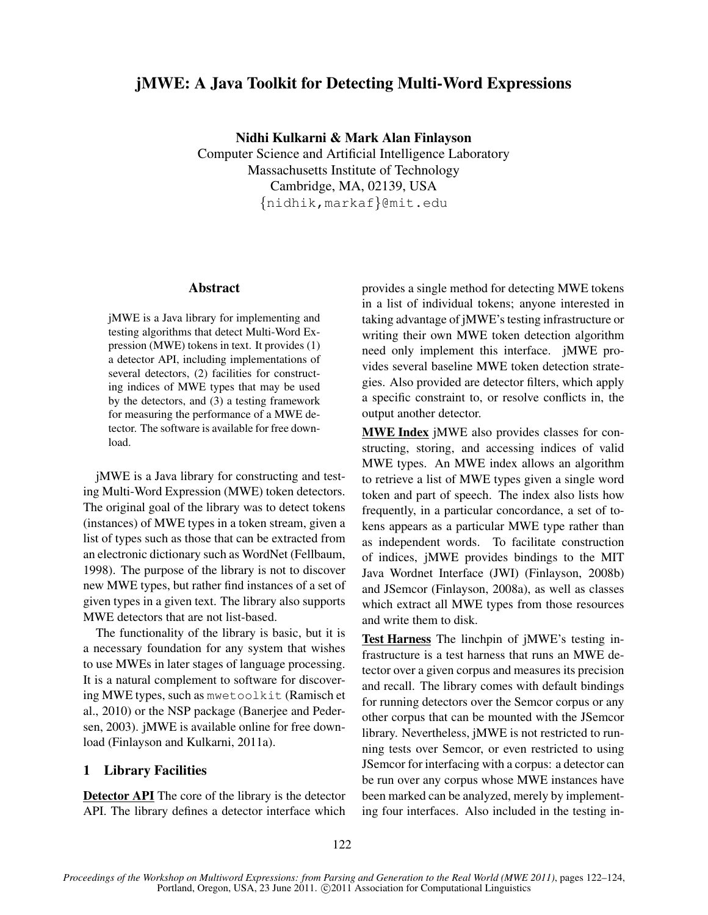# jMWE: A Java Toolkit for Detecting Multi-Word Expressions

**Nidhi Kulkarni & Mark Alan Finlayson**
Computer Science and Artificial Intelligence Laboratory
Massachusetts Institute of Technology
Cambridge, MA, 02139, USA
{nidhik,markaf}@mit.edu

## Abstract

jMWE is a Java library for implementing and testing algorithms that detect Multi-Word Expression (MWE) tokens in text. It provides (1) a detector API, including implementations of several detectors, (2) facilities for constructing indices of MWE types that may be used by the detectors, and (3) a testing framework for measuring the performance of a MWE detector. The software is available for free download.

jMWE is a Java library for constructing and testing Multi-Word Expression (MWE) token detectors. The original goal of the library was to detect tokens (instances) of MWE types in a token stream, given a list of types such as those that can be extracted from an electronic dictionary such as WordNet (Fellbaum, 1998). The purpose of the library is not to discover new MWE types, but rather find instances of a set of given types in a given text. The library also supports MWE detectors that are not list-based.

The functionality of the library is basic, but it is a necessary foundation for any system that wishes to use MWEs in later stages of language processing. It is a natural complement to software for discovering MWE types, such as `mwetoolkit` (Ramisch et al., 2010) or the NSP package (Banerjee and Pedersen, 2003). jMWE is available online for free download (Finlayson and Kulkarni, 2011a).

## 1 Library Facilities

**Detector API** The core of the library is the detector API. The library defines a detector interface which provides a single method for detecting MWE tokens in a list of individual tokens; anyone interested in taking advantage of jMWE's testing infrastructure or writing their own MWE token detection algorithm need only implement this interface. jMWE provides several baseline MWE token detection strategies. Also provided are detector filters, which apply a specific constraint to, or resolve conflicts in, the output another detector.

**MWE Index** jMWE also provides classes for constructing, storing, and accessing indices of valid MWE types. An MWE index allows an algorithm to retrieve a list of MWE types given a single word token and part of speech. The index also lists how frequently, in a particular concordance, a set of tokens appears as a particular MWE type rather than as independent words. To facilitate construction of indices, jMWE provides bindings to the MIT Java Wordnet Interface (JWI) (Finlayson, 2008b) and JSemcor (Finlayson, 2008a), as well as classes which extract all MWE types from those resources and write them to disk.

**Test Harness** The linchpin of jMWE's testing infrastructure is a test harness that runs an MWE detector over a given corpus and measures its precision and recall. The library comes with default bindings for running detectors over the Semcor corpus or any other corpus that can be mounted with the JSemcor library. Nevertheless, jMWE is not restricted to running tests over Semcor, or even restricted to using JSemcor for interfacing with a corpus: a detector can be run over any corpus whose MWE instances have been marked can be analyzed, merely by implementing four interfaces. Also included in the testing in-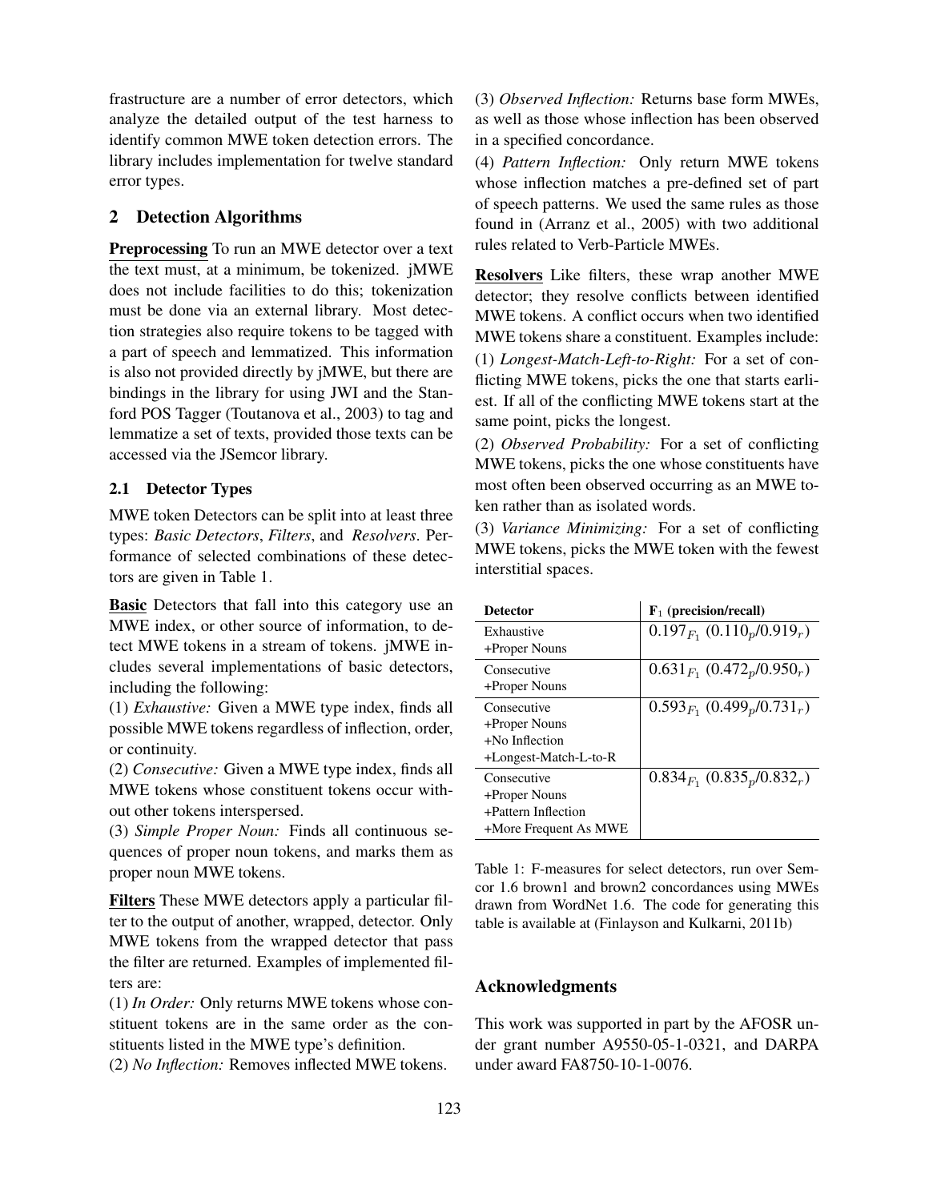frastructure are a number of error detectors, which analyze the detailed output of the test harness to identify common MWE token detection errors. The library includes implementation for twelve standard error types.

## 2 Detection Algorithms

**Preprocessing** To run an MWE detector over a text the text must, at a minimum, be tokenized. jMWE does not include facilities to do this; tokenization must be done via an external library. Most detection strategies also require tokens to be tagged with a part of speech and lemmatized. This information is also not provided directly by jMWE, but there are bindings in the library for using JWI and the Stanford POS Tagger (Toutanova et al., 2003) to tag and lemmatize a set of texts, provided those texts can be accessed via the JSemcor library.

### 2.1 Detector Types

MWE token Detectors can be split into at least three types: *Basic Detectors*, *Filters*, and *Resolvers*. Performance of selected combinations of these detectors are given in Table 1.

**Basic** Detectors that fall into this category use an MWE index, or other source of information, to detect MWE tokens in a stream of tokens. jMWE includes several implementations of basic detectors, including the following:

(1) *Exhaustive:* Given a MWE type index, finds all possible MWE tokens regardless of inflection, order, or continuity.

(2) *Consecutive:* Given a MWE type index, finds all MWE tokens whose constituent tokens occur without other tokens interspersed.

(3) *Simple Proper Noun:* Finds all continuous sequences of proper noun tokens, and marks them as proper noun MWE tokens.

**Filters** These MWE detectors apply a particular filter to the output of another, wrapped, detector. Only MWE tokens from the wrapped detector that pass the filter are returned. Examples of implemented filters are:

(1) *In Order:* Only returns MWE tokens whose constituent tokens are in the same order as the constituents listed in the MWE type's definition.

(2) *No Inflection:* Removes inflected MWE tokens.

(3) *Observed Inflection:* Returns base form MWEs, as well as those whose inflection has been observed in a specified concordance.

(4) *Pattern Inflection:* Only return MWE tokens whose inflection matches a pre-defined set of part of speech patterns. We used the same rules as those found in (Arranz et al., 2005) with two additional rules related to Verb-Particle MWEs.

**Resolvers** Like filters, these wrap another MWE detector; they resolve conflicts between identified MWE tokens. A conflict occurs when two identified MWE tokens share a constituent. Examples include:

(1) *Longest-Match-Left-to-Right:* For a set of conflicting MWE tokens, picks the one that starts earliest. If all of the conflicting MWE tokens start at the same point, picks the longest.

(2) *Observed Probability:* For a set of conflicting MWE tokens, picks the one whose constituents have most often been observed occurring as an MWE token rather than as isolated words.

(3) *Variance Minimizing:* For a set of conflicting MWE tokens, picks the MWE token with the fewest interstitial spaces.

| Detector | $F_1$ (precision/recall) |
|---|---|
| Exhaustive +Proper Nouns | $0.197_{F_1}$ ($0.110_p/0.919_r$) |
| Consecutive +Proper Nouns | $0.631_{F_1}$ ($0.472_p/0.950_r$) |
| Consecutive +Proper Nouns +No Inflection +Longest-Match-L-to-R | $0.593_{F_1}$ ($0.499_p/0.731_r$) |
| Consecutive +Proper Nouns +Pattern Inflection +More Frequent As MWE | $0.834_{F_1}$ ($0.835_p/0.832_r$) |

Table 1: F-measures for select detectors, run over Semcor 1.6 brown1 and brown2 concordances using MWEs drawn from WordNet 1.6. The code for generating this table is available at (Finlayson and Kulkarni, 2011b)

## Acknowledgments

This work was supported in part by the AFOSR under grant number A9550-05-1-0321, and DARPA under award FA8750-10-1-0076.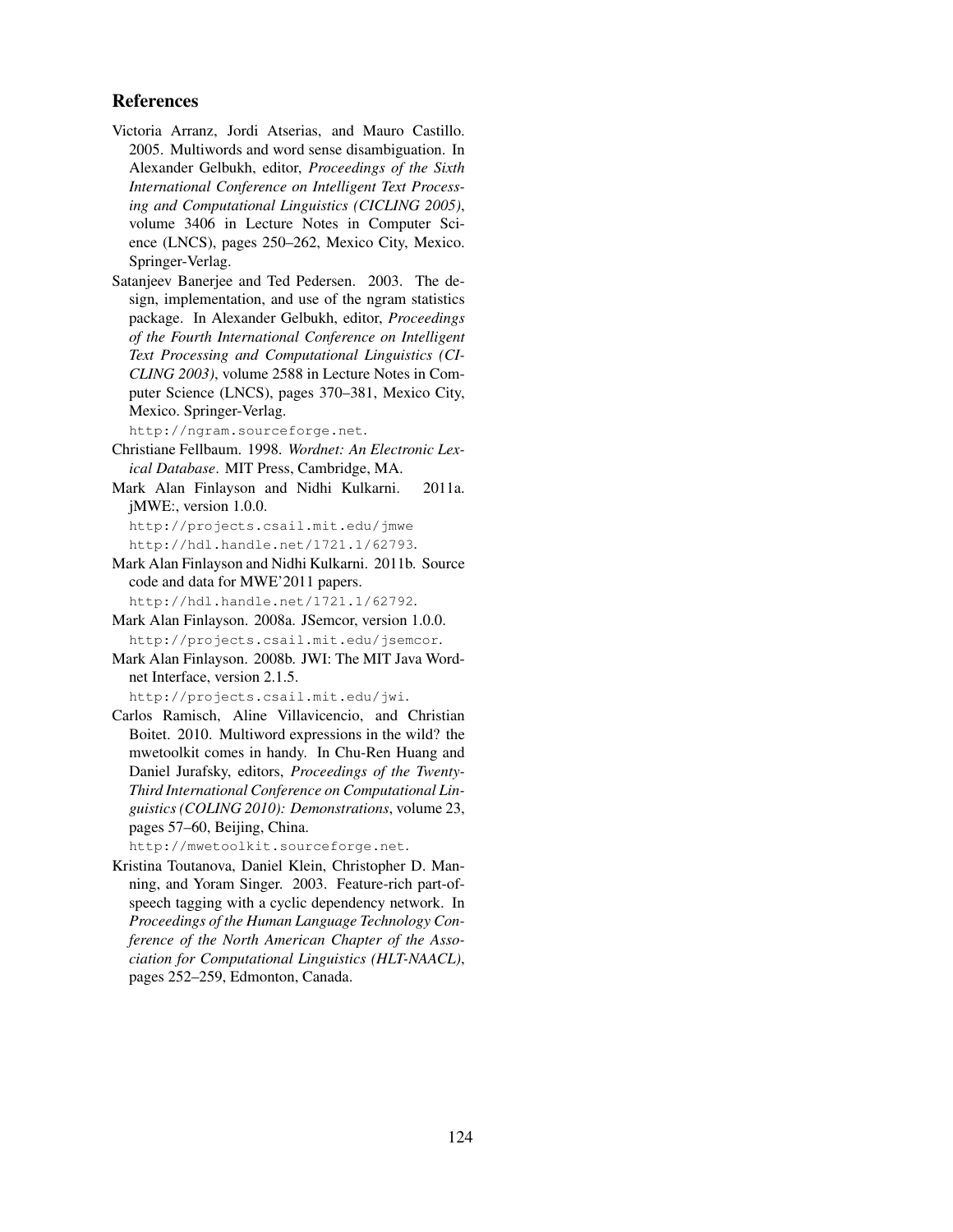## References

Victoria Arranz, Jordi Atserias, and Mauro Castillo. 2005. Multiwords and word sense disambiguation. In Alexander Gelbukh, editor, *Proceedings of the Sixth International Conference on Intelligent Text Processing and Computational Linguistics (CICLING 2005)*, volume 3406 in Lecture Notes in Computer Science (LNCS), pages 250–262, Mexico City, Mexico. Springer-Verlag.

Satanjeev Banerjee and Ted Pedersen. 2003. The design, implementation, and use of the ngram statistics package. In Alexander Gelbukh, editor, *Proceedings of the Fourth International Conference on Intelligent Text Processing and Computational Linguistics (CICLING 2003)*, volume 2588 in Lecture Notes in Computer Science (LNCS), pages 370–381, Mexico City, Mexico. Springer-Verlag. `http://ngram.sourceforge.net`.

Christiane Fellbaum. 1998. *Wordnet: An Electronic Lexical Database*. MIT Press, Cambridge, MA.

Mark Alan Finlayson and Nidhi Kulkarni. 2011a. jMWE:, version 1.0.0. `http://projects.csail.mit.edu/jmwe` `http://hdl.handle.net/1721.1/62793`.

Mark Alan Finlayson and Nidhi Kulkarni. 2011b. Source code and data for MWE'2011 papers. `http://hdl.handle.net/1721.1/62792`.

Mark Alan Finlayson. 2008a. JSemcor, version 1.0.0. `http://projects.csail.mit.edu/jsemcor`.

Mark Alan Finlayson. 2008b. JWI: The MIT Java Wordnet Interface, version 2.1.5. `http://projects.csail.mit.edu/jwi`.

Carlos Ramisch, Aline Villavicencio, and Christian Boitet. 2010. Multiword expressions in the wild? the mwetoolkit comes in handy. In Chu-Ren Huang and Daniel Jurafsky, editors, *Proceedings of the Twenty-Third International Conference on Computational Linguistics (COLING 2010): Demonstrations*, volume 23, pages 57–60, Beijing, China. `http://mwetoolkit.sourceforge.net`.

Kristina Toutanova, Daniel Klein, Christopher D. Manning, and Yoram Singer. 2003. Feature-rich part-of-speech tagging with a cyclic dependency network. In *Proceedings of the Human Language Technology Conference of the North American Chapter of the Association for Computational Linguistics (HLT-NAACL)*, pages 252–259, Edmonton, Canada.